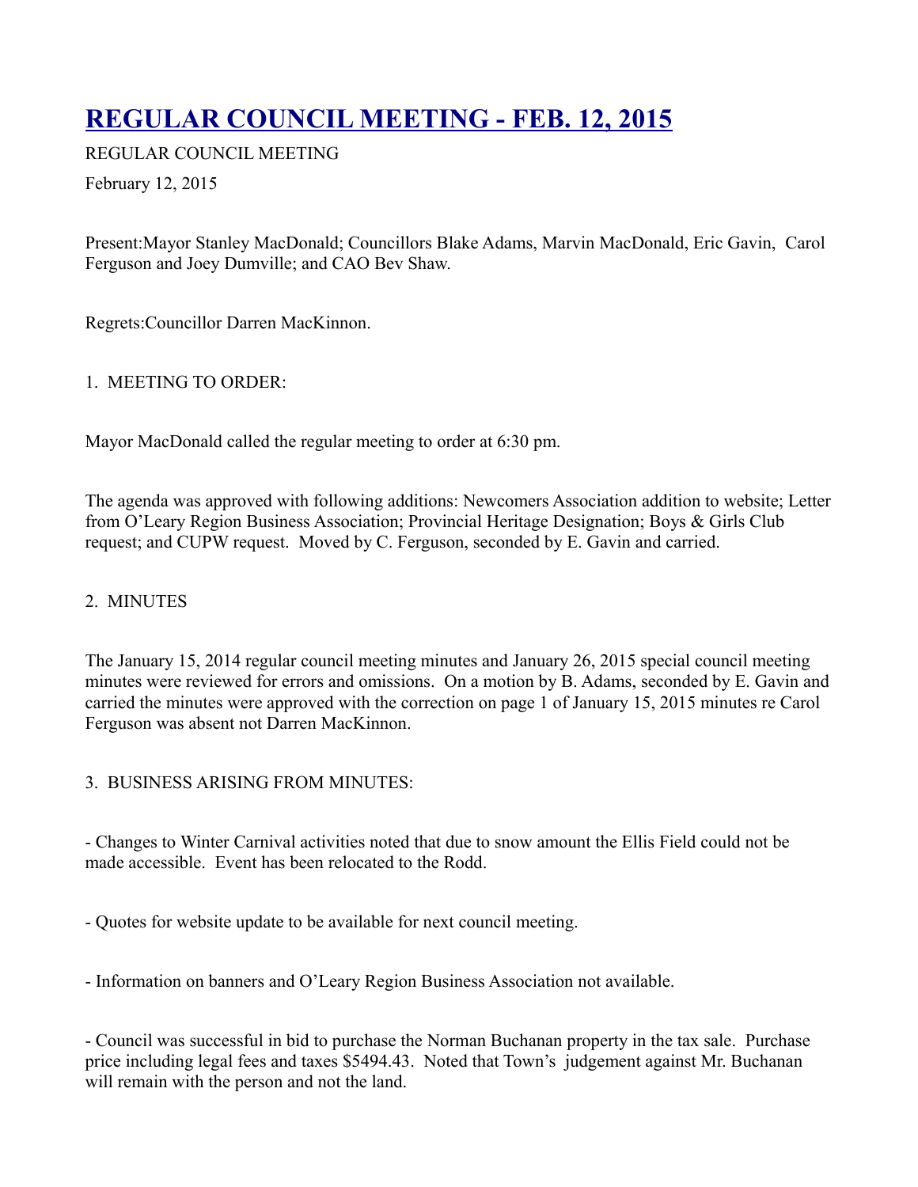# REGULAR COUNCIL MEETING - FEB. 12, 2015

REGULAR COUNCIL MEETING

February 12, 2015

Present:Mayor Stanley MacDonald; Councillors Blake Adams, Marvin MacDonald, Eric Gavin, Carol Ferguson and Joey Dumville; and CAO Bev Shaw.

Regrets:Councillor Darren MacKinnon.

1. MEETING TO ORDER:

Mayor MacDonald called the regular meeting to order at 6:30 pm.

The agenda was approved with following additions: Newcomers Association addition to website; Letter from O'Leary Region Business Association; Provincial Heritage Designation; Boys & Girls Club request; and CUPW request. Moved by C. Ferguson, seconded by E. Gavin and carried.

2. MINUTES

The January 15, 2014 regular council meeting minutes and January 26, 2015 special council meeting minutes were reviewed for errors and omissions. On a motion by B. Adams, seconded by E. Gavin and carried the minutes were approved with the correction on page 1 of January 15, 2015 minutes re Carol Ferguson was absent not Darren MacKinnon.

3. BUSINESS ARISING FROM MINUTES:

- Changes to Winter Carnival activities noted that due to snow amount the Ellis Field could not be made accessible. Event has been relocated to the Rodd.

- Quotes for website update to be available for next council meeting.

- Information on banners and O'Leary Region Business Association not available.

- Council was successful in bid to purchase the Norman Buchanan property in the tax sale. Purchase price including legal fees and taxes $5494.43. Noted that Town's judgement against Mr. Buchanan will remain with the person and not the land.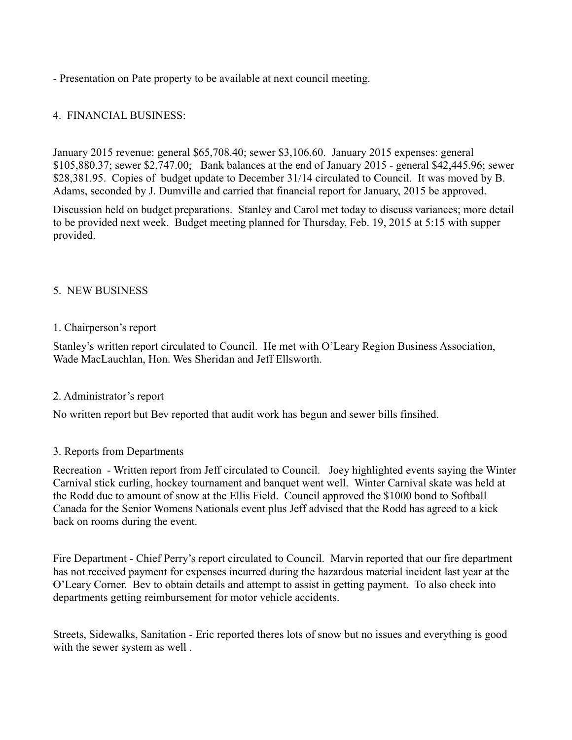- Presentation on Pate property to be available at next council meeting.

## 4. FINANCIAL BUSINESS:

January 2015 revenue: general $65,708.40; sewer $3,106.60. January 2015 expenses: general $105,880.37; sewer $2,747.00; Bank balances at the end of January 2015 - general $42,445.96; sewer $28,381.95. Copies of budget update to December 31/14 circulated to Council. It was moved by B. Adams, seconded by J. Dumville and carried that financial report for January, 2015 be approved.

Discussion held on budget preparations. Stanley and Carol met today to discuss variances; more detail to be provided next week. Budget meeting planned for Thursday, Feb. 19, 2015 at 5:15 with supper provided.

## 5. NEW BUSINESS

### 1. Chairperson's report

Stanley's written report circulated to Council. He met with O'Leary Region Business Association, Wade MacLauchlan, Hon. Wes Sheridan and Jeff Ellsworth.

### 2. Administrator's report

No written report but Bev reported that audit work has begun and sewer bills finsihed.

### 3. Reports from Departments

Recreation - Written report from Jeff circulated to Council. Joey highlighted events saying the Winter Carnival stick curling, hockey tournament and banquet went well. Winter Carnival skate was held at the Rodd due to amount of snow at the Ellis Field. Council approved the $1000 bond to Softball Canada for the Senior Womens Nationals event plus Jeff advised that the Rodd has agreed to a kick back on rooms during the event.

Fire Department - Chief Perry's report circulated to Council. Marvin reported that our fire department has not received payment for expenses incurred during the hazardous material incident last year at the O'Leary Corner. Bev to obtain details and attempt to assist in getting payment. To also check into departments getting reimbursement for motor vehicle accidents.

Streets, Sidewalks, Sanitation - Eric reported theres lots of snow but no issues and everything is good with the sewer system as well .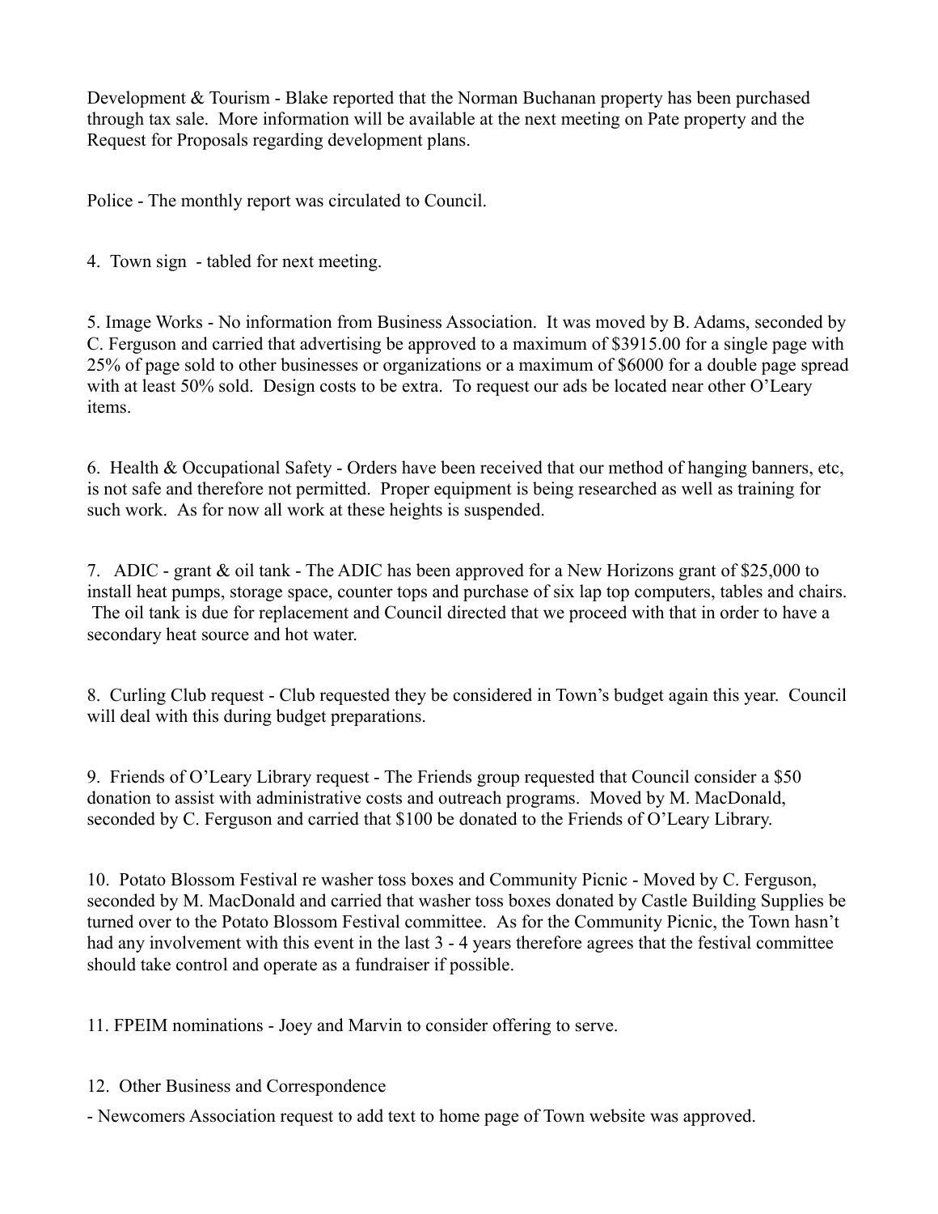Development & Tourism - Blake reported that the Norman Buchanan property has been purchased through tax sale. More information will be available at the next meeting on Pate property and the Request for Proposals regarding development plans.

Police - The monthly report was circulated to Council.

4. Town sign - tabled for next meeting.

5. Image Works - No information from Business Association. It was moved by B. Adams, seconded by C. Ferguson and carried that advertising be approved to a maximum of $3915.00 for a single page with 25% of page sold to other businesses or organizations or a maximum of $6000 for a double page spread with at least 50% sold. Design costs to be extra. To request our ads be located near other O'Leary items.

6. Health & Occupational Safety - Orders have been received that our method of hanging banners, etc, is not safe and therefore not permitted. Proper equipment is being researched as well as training for such work. As for now all work at these heights is suspended.

7. ADIC - grant & oil tank - The ADIC has been approved for a New Horizons grant of $25,000 to install heat pumps, storage space, counter tops and purchase of six lap top computers, tables and chairs. The oil tank is due for replacement and Council directed that we proceed with that in order to have a secondary heat source and hot water.

8. Curling Club request - Club requested they be considered in Town's budget again this year. Council will deal with this during budget preparations.

9. Friends of O'Leary Library request - The Friends group requested that Council consider a $50 donation to assist with administrative costs and outreach programs. Moved by M. MacDonald, seconded by C. Ferguson and carried that $100 be donated to the Friends of O'Leary Library.

10. Potato Blossom Festival re washer toss boxes and Community Picnic - Moved by C. Ferguson, seconded by M. MacDonald and carried that washer toss boxes donated by Castle Building Supplies be turned over to the Potato Blossom Festival committee. As for the Community Picnic, the Town hasn't had any involvement with this event in the last 3 - 4 years therefore agrees that the festival committee should take control and operate as a fundraiser if possible.

11. FPEIM nominations - Joey and Marvin to consider offering to serve.

12. Other Business and Correspondence

- Newcomers Association request to add text to home page of Town website was approved.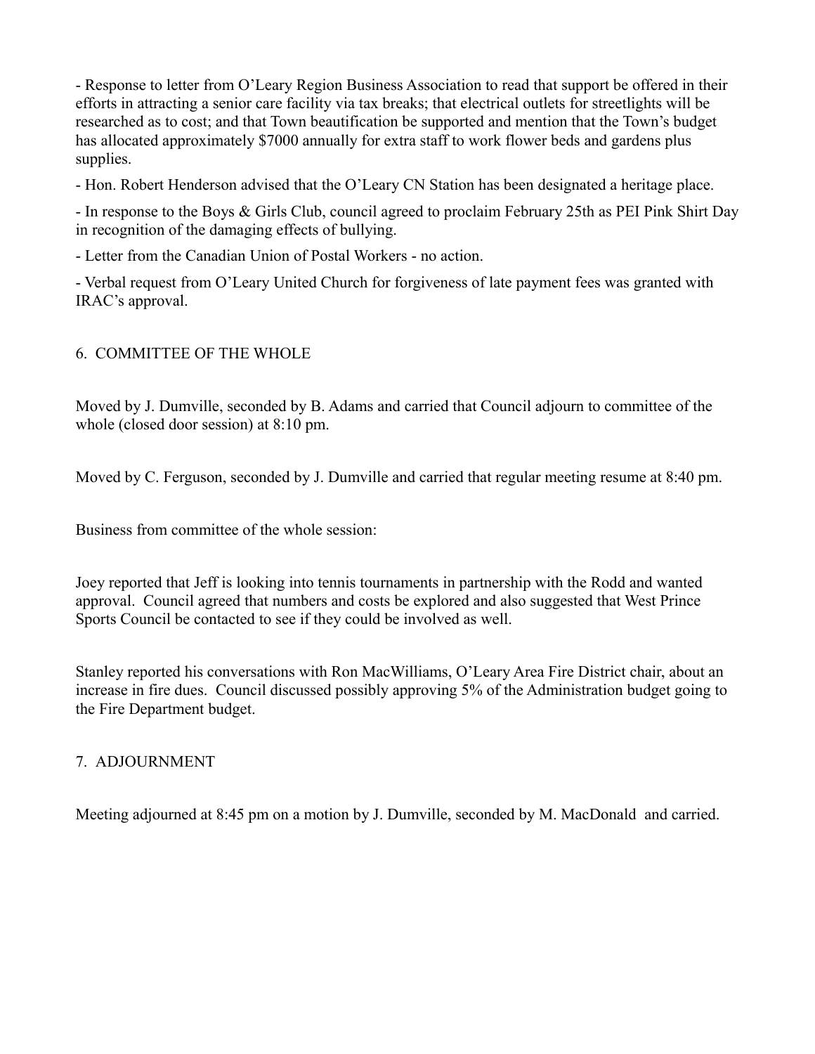- Response to letter from O'Leary Region Business Association to read that support be offered in their efforts in attracting a senior care facility via tax breaks; that electrical outlets for streetlights will be researched as to cost; and that Town beautification be supported and mention that the Town's budget has allocated approximately $7000 annually for extra staff to work flower beds and gardens plus supplies.

- Hon. Robert Henderson advised that the O'Leary CN Station has been designated a heritage place.

- In response to the Boys & Girls Club, council agreed to proclaim February 25th as PEI Pink Shirt Day in recognition of the damaging effects of bullying.

- Letter from the Canadian Union of Postal Workers - no action.

- Verbal request from O'Leary United Church for forgiveness of late payment fees was granted with IRAC's approval.

## 6. COMMITTEE OF THE WHOLE

Moved by J. Dumville, seconded by B. Adams and carried that Council adjourn to committee of the whole (closed door session) at 8:10 pm.

Moved by C. Ferguson, seconded by J. Dumville and carried that regular meeting resume at 8:40 pm.

Business from committee of the whole session:

Joey reported that Jeff is looking into tennis tournaments in partnership with the Rodd and wanted approval. Council agreed that numbers and costs be explored and also suggested that West Prince Sports Council be contacted to see if they could be involved as well.

Stanley reported his conversations with Ron MacWilliams, O'Leary Area Fire District chair, about an increase in fire dues. Council discussed possibly approving 5% of the Administration budget going to the Fire Department budget.

## 7. ADJOURNMENT

Meeting adjourned at 8:45 pm on a motion by J. Dumville, seconded by M. MacDonald and carried.